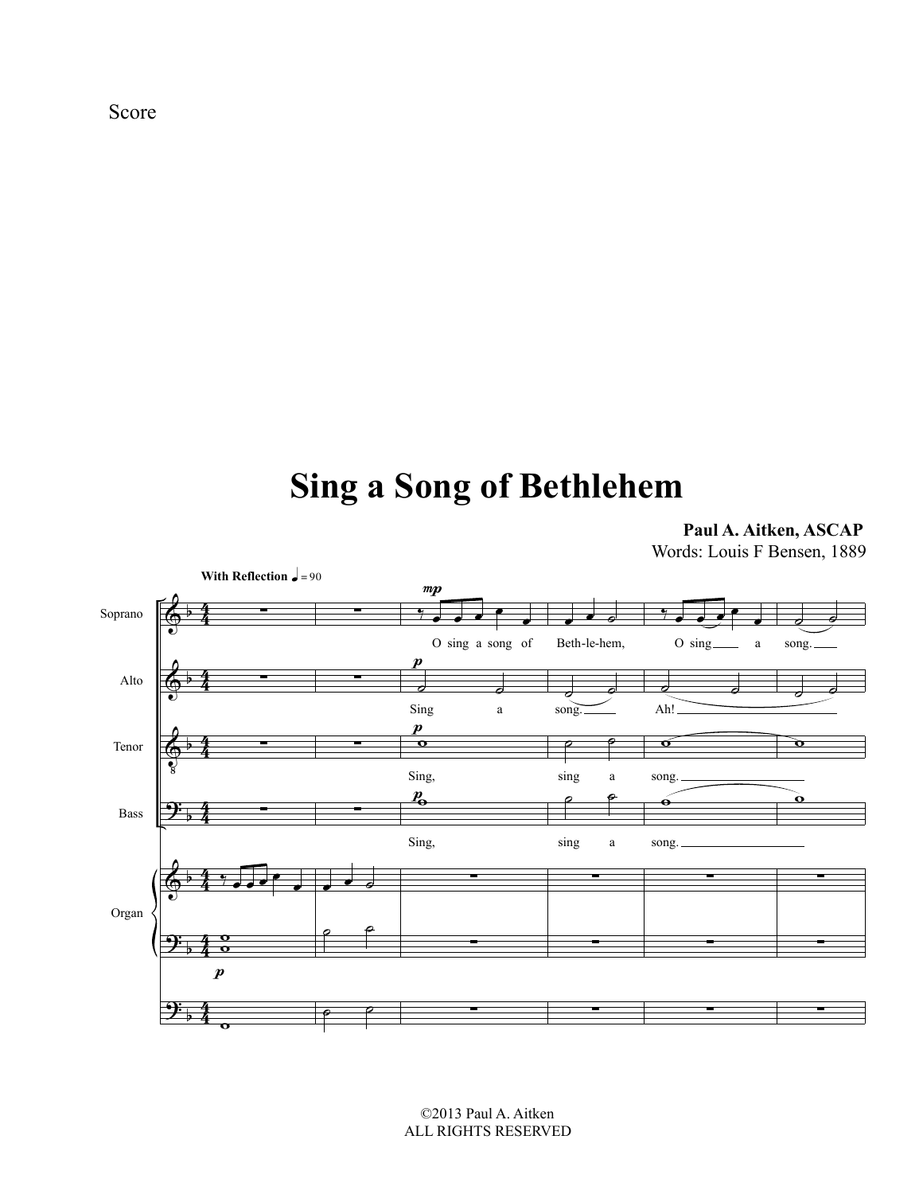Score

# Sing a Song of Bethlehem

**Paul A. Aitken, ASCAP**
Words: Louis F Bensen, 1889

**With Reflection** ♩ = 90

Soprano: O sing a song of Beth-le-hem, O sing a song.

Alto: Sing a song. Ah!

Tenor: Sing, sing a song.

Bass: Sing, sing a song.

Organ

©2013 Paul A. Aitken
ALL RIGHTS RESERVED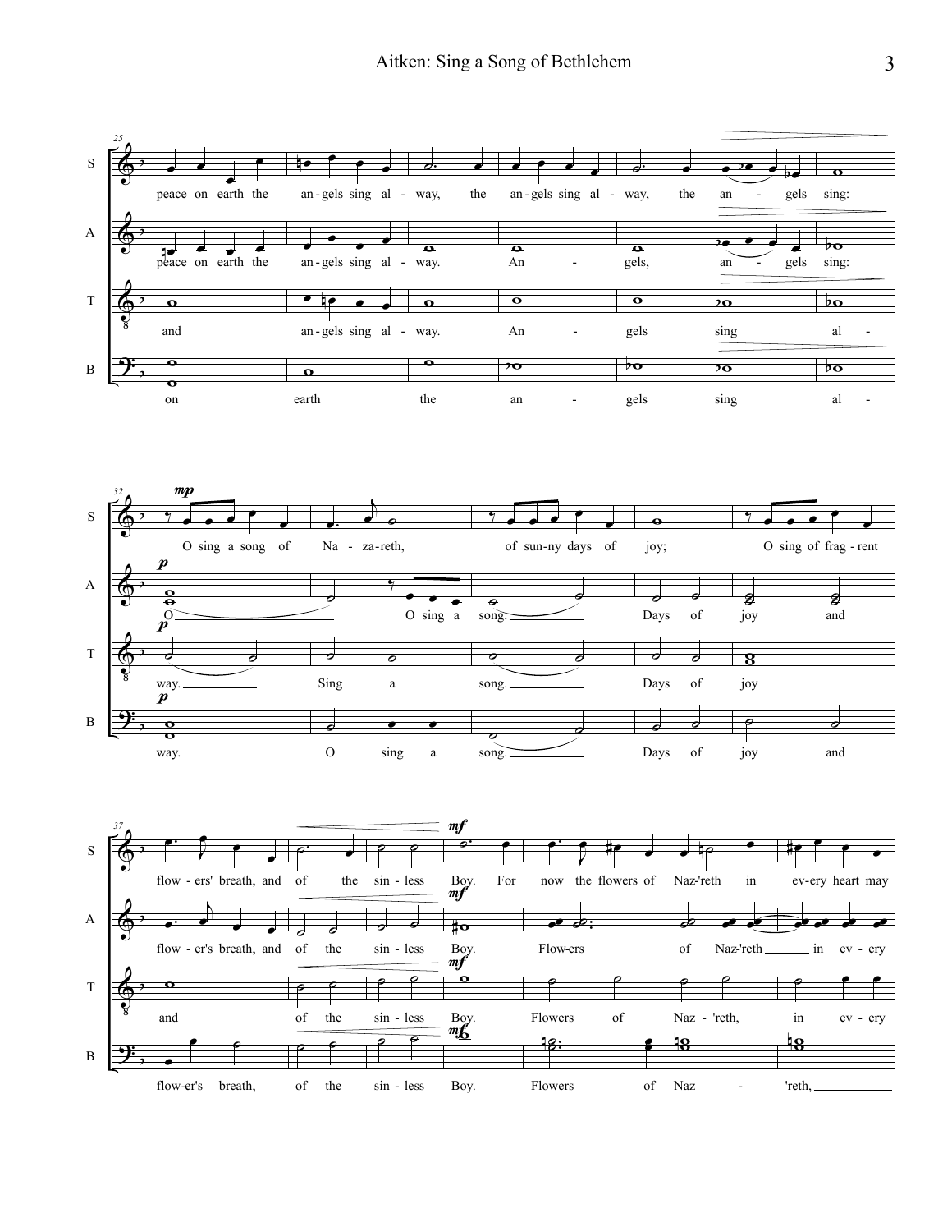**S:** peace on earth the an-gels sing al - way, the an-gels sing al - way, the an - gels sing:

**A:** peace on earth the an-gels sing al - way. An - gels, an - gels sing:

**T:** and an-gels sing al - way. An - gels sing al -

**B:** on earth the an - gels sing al -

*mp*

**S:** O sing a song of Na - za-reth, of sun-ny days of joy; O sing of frag - rent

*p*

**A:** O O sing a song. Days of joy and

*p*

**T:** way. Sing a song. Days of joy

*p*

**B:** way. O sing a song. Days of joy and

*mf*

**S:** flow - ers' breath, and of the sin - less Boy. For now the flowers of Naz-'reth in ev-ery heart may

*mf*

**A:** flow - er's breath, and of the sin - less Boy. Flow-ers of Naz-'reth in ev - ery

*mf*

**T:** and of the sin - less Boy. Flowers of Naz - 'reth, in ev - ery

*mf*

**B:** flow-er's breath, of the sin - less Boy. Flowers of Naz - 'reth,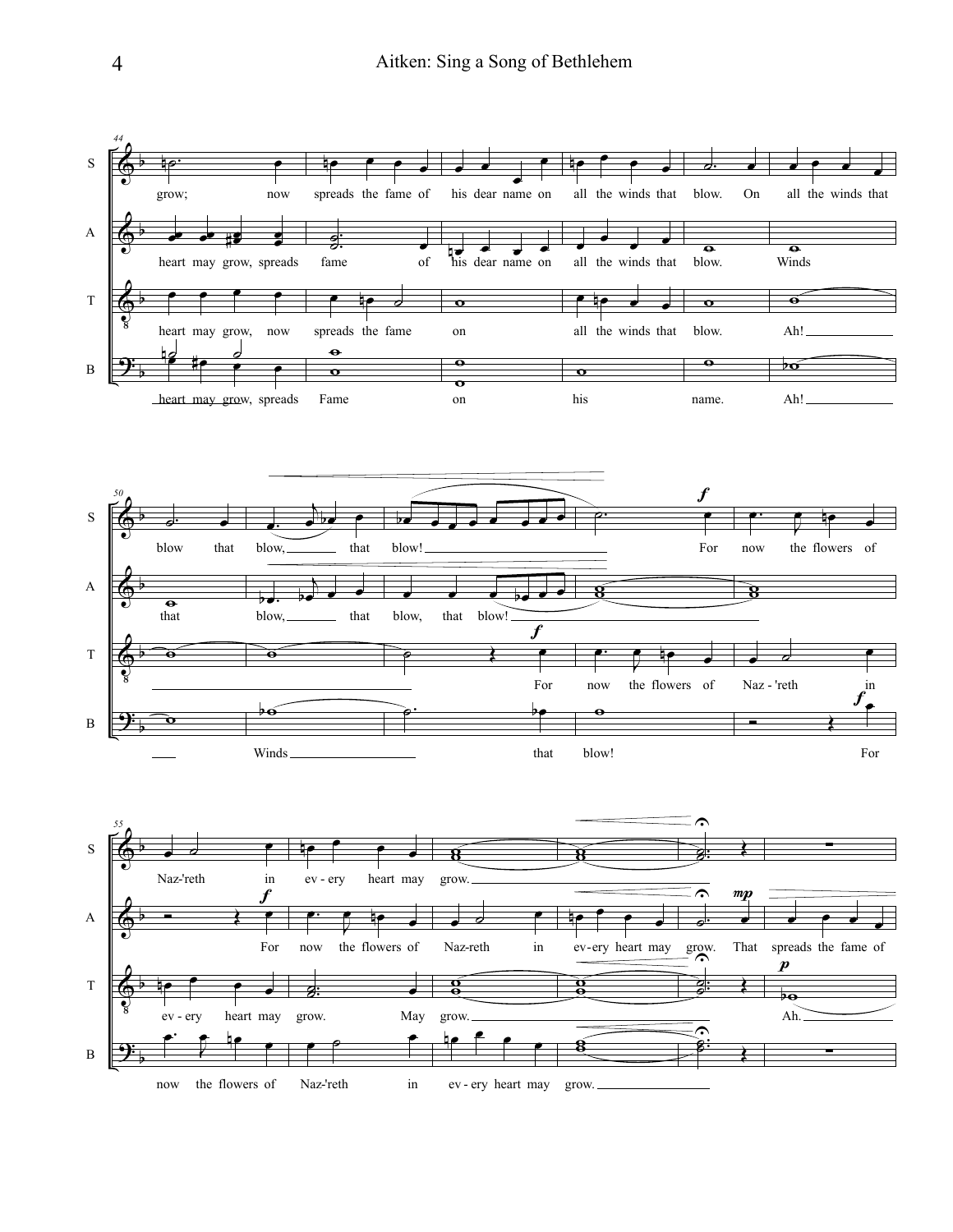S: grow; now spreads the fame of his dear name on all the winds that blow. On all the winds that

A: heart may grow, spreads fame of his dear name on all the winds that blow. Winds

T: heart may grow, now spreads the fame on all the winds that blow. Ah!

B: heart may grow, spreads Fame on his name. Ah!

S: blow that blow, that blow! For now the flowers of

A: that blow, that blow, that blow!

T: For now the flowers of Naz - 'reth in

B: Winds that blow! For

S: Naz-'reth in ev - ery heart may grow.

A: For now the flowers of Naz-reth in ev-ery heart may grow. That spreads the fame of

T: ev - ery heart may grow. May grow. Ah.

B: now the flowers of Naz-'reth in ev - ery heart may grow.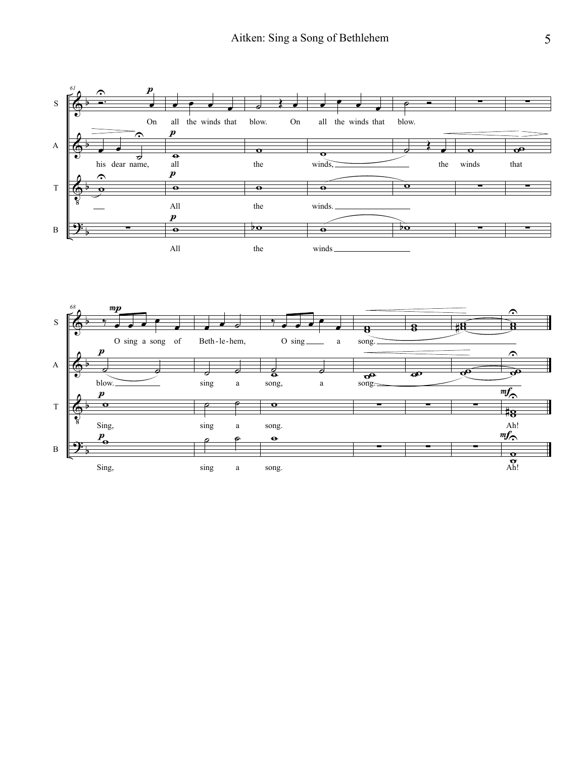S: On all the winds that blow. On all the winds that blow.

A: his dear name, all the winds, the winds that

T: All the winds.

B: All the winds

S: O sing a song of Beth-le-hem, O sing a song.

A: blow. sing a song, a song.

T: Sing, sing a song. Ah!

B: Sing, sing a song. Ah!